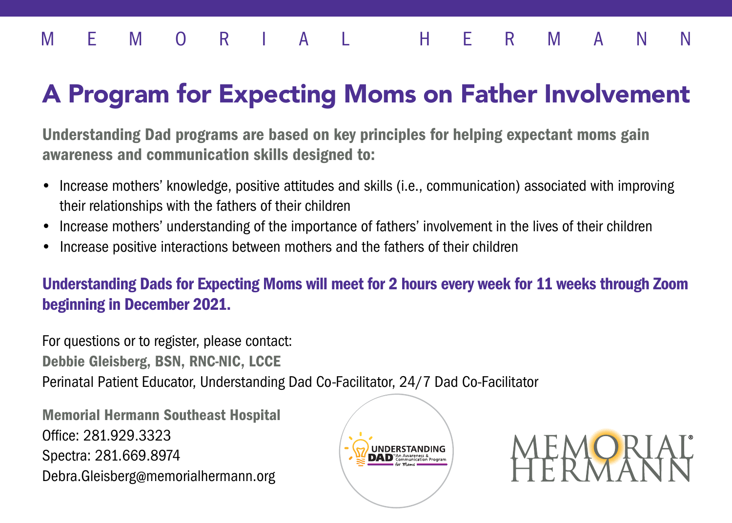M E M O R I A L H E R M A N N

# A Program for Expecting Moms on Father Involvement

**Understanding Dad programs are based on key principles for helping expectant moms gain awareness and communication skills designed to:**

- Increase mothers' knowledge, positive attitudes and skills (i.e., communication) associated with improving their relationships with the fathers of their children
- Increase mothers' understanding of the importance of fathers' involvement in the lives of their children
- Increase positive interactions between mothers and the fathers of their children

**Understanding Dads for Expecting Moms will meet for 2 hours every week for 11 weeks through Zoom beginning in December 2021.**

For questions or to register, please contact:
**Debbie Gleisberg, BSN, RNC-NIC, LCCE**
Perinatal Patient Educator, Understanding Dad Co-Facilitator, 24/7 Dad Co-Facilitator

**Memorial Hermann Southeast Hospital**
Office: 281.929.3323
Spectra: 281.669.8974
Debra.Gleisberg@memorialhermann.org

UNDERSTANDING DAD™ An Awareness & Communication Program for Moms

MEMORIAL HERMANN®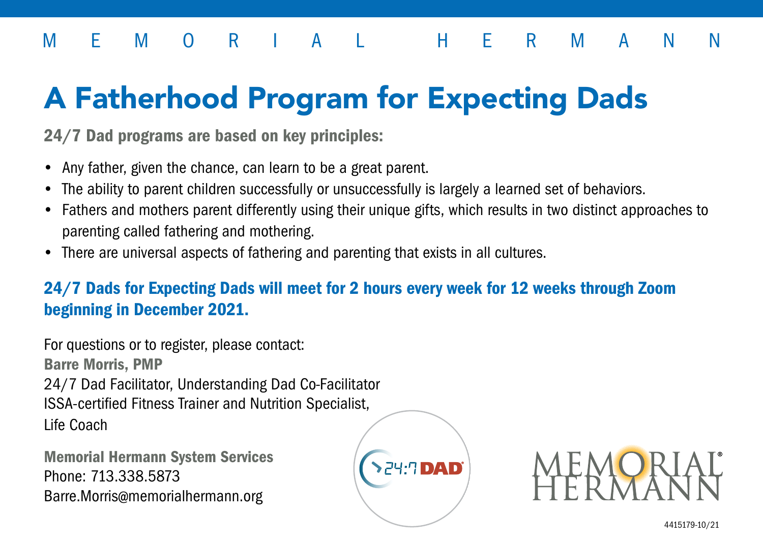M E M O R I A L H E R M A N N

# A Fatherhood Program for Expecting Dads

**24/7 Dad programs are based on key principles:**

- Any father, given the chance, can learn to be a great parent.
- The ability to parent children successfully or unsuccessfully is largely a learned set of behaviors.
- Fathers and mothers parent differently using their unique gifts, which results in two distinct approaches to parenting called fathering and mothering.
- There are universal aspects of fathering and parenting that exists in all cultures.

**24/7 Dads for Expecting Dads will meet for 2 hours every week for 12 weeks through Zoom beginning in December 2021.**

For questions or to register, please contact:
**Barre Morris, PMP**
24/7 Dad Facilitator, Understanding Dad Co-Facilitator
ISSA-certified Fitness Trainer and Nutrition Specialist,
Life Coach

**Memorial Hermann System Services**
Phone: 713.338.5873
Barre.Morris@memorialhermann.org

24:7 DAD

MEMORIAL HERMANN®

4415179-10/21